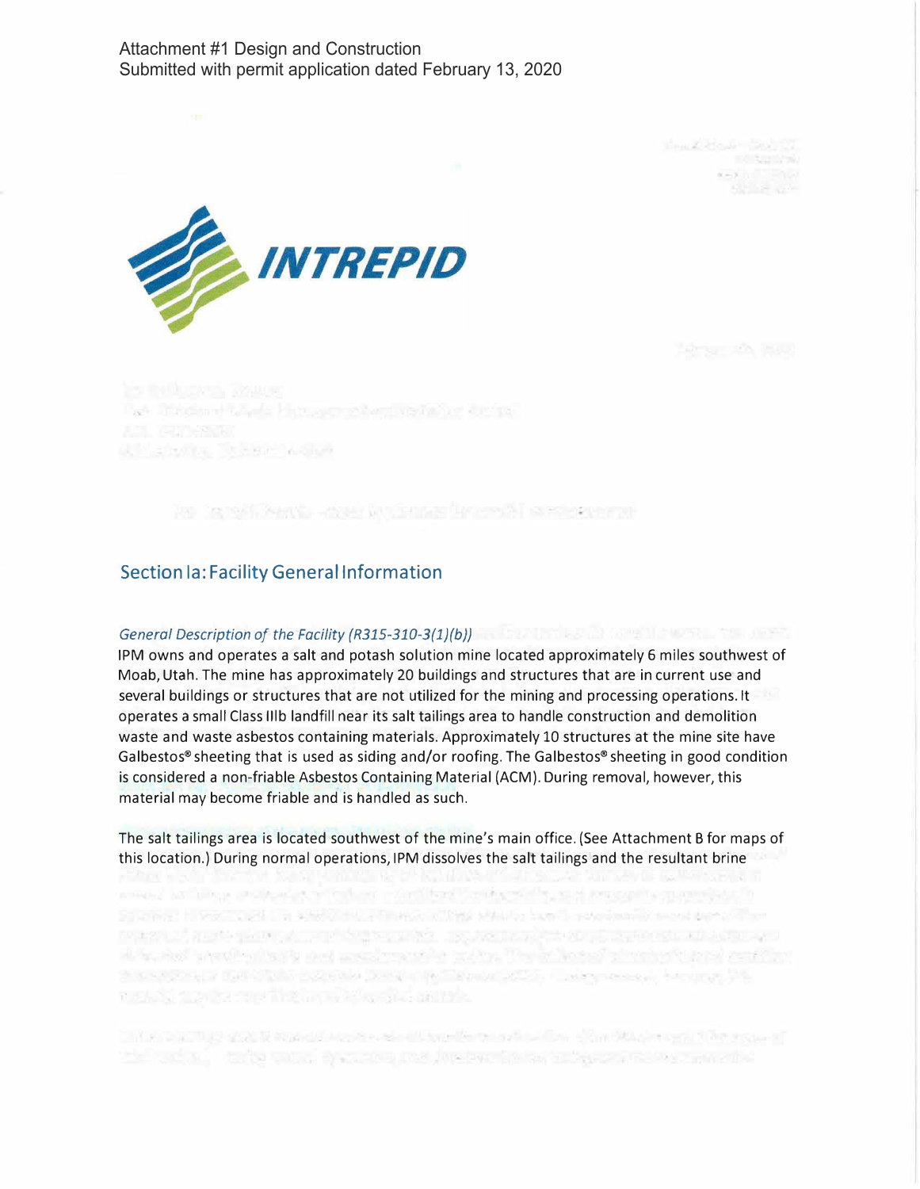Attachment #1 Design and Construction
Submitted with permit application dated February 13, 2020

INTREPID

## Section Ia: Facility General Information

*General Description of the Facility (R315-310-3(1)(b))*

IPM owns and operates a salt and potash solution mine located approximately 6 miles southwest of Moab, Utah. The mine has approximately 20 buildings and structures that are in current use and several buildings or structures that are not utilized for the mining and processing operations. It operates a small Class IIIb landfill near its salt tailings area to handle construction and demolition waste and waste asbestos containing materials. Approximately 10 structures at the mine site have Galbestos® sheeting that is used as siding and/or roofing. The Galbestos® sheeting in good condition is considered a non-friable Asbestos Containing Material (ACM). During removal, however, this material may become friable and is handled as such.

The salt tailings area is located southwest of the mine's main office. (See Attachment B for maps of this location.) During normal operations, IPM dissolves the salt tailings and the resultant brine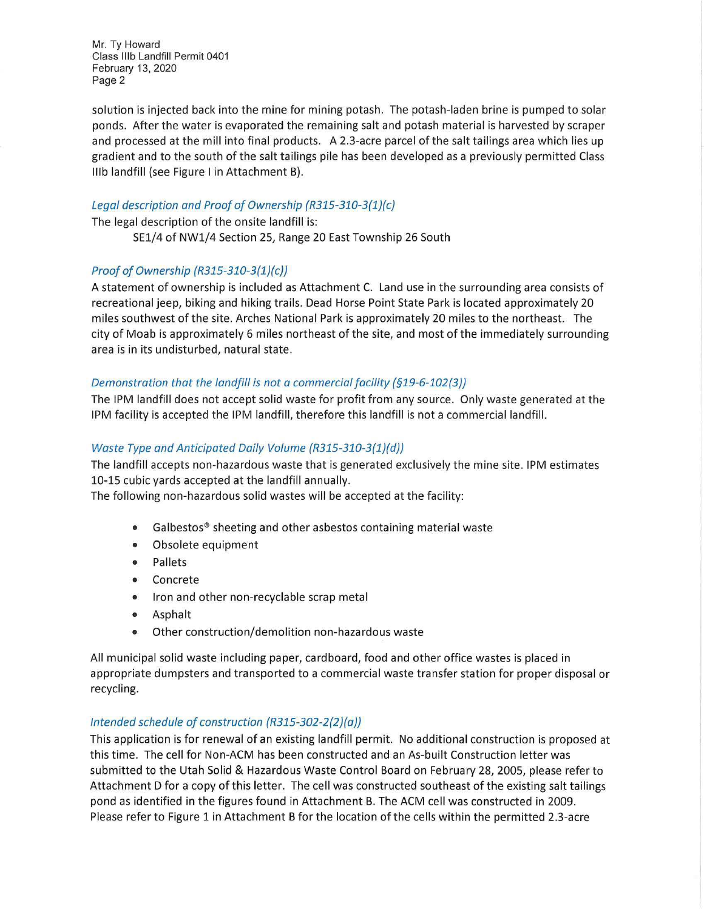solution is injected back into the mine for mining potash. The potash-laden brine is pumped to solar ponds. After the water is evaporated the remaining salt and potash material is harvested by scraper and processed at the mill into final products. A 2.3-acre parcel of the salt tailings area which lies up gradient and to the south of the salt tailings pile has been developed as a previously permitted Class IIIb landfill (see Figure I in Attachment B).

*Legal description and Proof of Ownership (R315-310-3(1)(c)*

The legal description of the onsite landfill is:

SE1/4 of NW1/4 Section 25, Range 20 East Township 26 South

*Proof of Ownership (R315-310-3(1)(c))*

A statement of ownership is included as Attachment C. Land use in the surrounding area consists of recreational jeep, biking and hiking trails. Dead Horse Point State Park is located approximately 20 miles southwest of the site. Arches National Park is approximately 20 miles to the northeast. The city of Moab is approximately 6 miles northeast of the site, and most of the immediately surrounding area is in its undisturbed, natural state.

*Demonstration that the landfill is not a commercial facility (§19-6-102(3))*

The IPM landfill does not accept solid waste for profit from any source. Only waste generated at the IPM facility is accepted the IPM landfill, therefore this landfill is not a commercial landfill.

*Waste Type and Anticipated Daily Volume (R315-310-3(1)(d))*

The landfill accepts non-hazardous waste that is generated exclusively the mine site. IPM estimates 10-15 cubic yards accepted at the landfill annually.

The following non-hazardous solid wastes will be accepted at the facility:

- Galbestos® sheeting and other asbestos containing material waste
- Obsolete equipment
- Pallets
- Concrete
- Iron and other non-recyclable scrap metal
- Asphalt
- Other construction/demolition non-hazardous waste

All municipal solid waste including paper, cardboard, food and other office wastes is placed in appropriate dumpsters and transported to a commercial waste transfer station for proper disposal or recycling.

*Intended schedule of construction (R315-302-2(2)(a))*

This application is for renewal of an existing landfill permit. No additional construction is proposed at this time. The cell for Non-ACM has been constructed and an As-built Construction letter was submitted to the Utah Solid & Hazardous Waste Control Board on February 28, 2005, please refer to Attachment D for a copy of this letter. The cell was constructed southeast of the existing salt tailings pond as identified in the figures found in Attachment B. The ACM cell was constructed in 2009. Please refer to Figure 1 in Attachment B for the location of the cells within the permitted 2.3-acre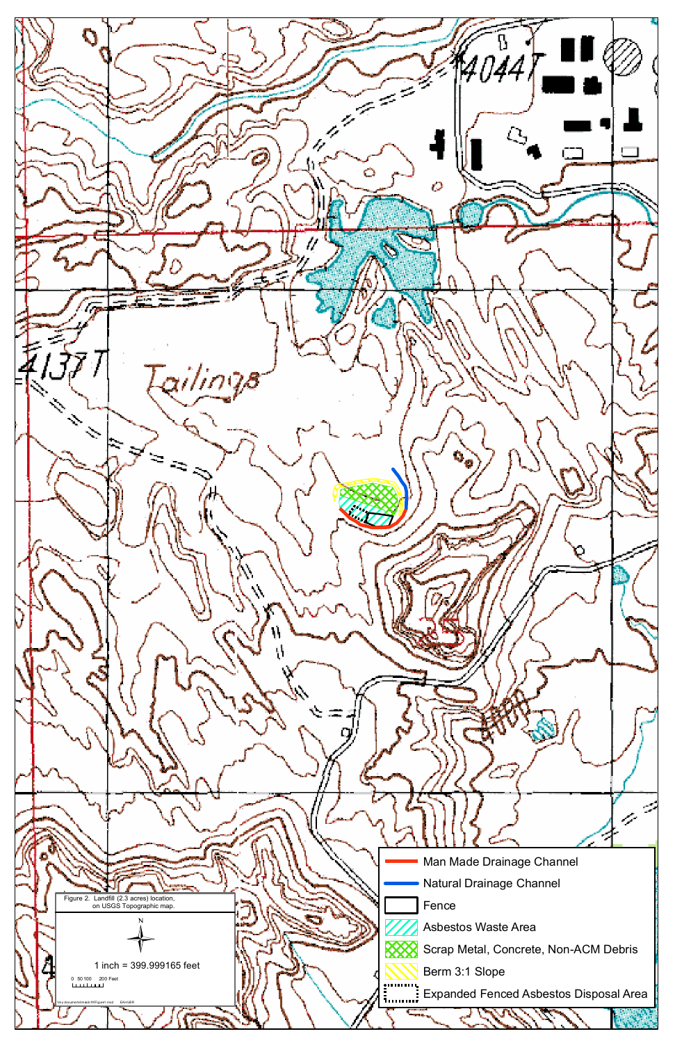4044T

4137T

Tailings

Man Made Drainage Channel

Natural Drainage Channel

Fence

Asbestos Waste Area

Scrap Metal, Concrete, Non-ACM Debris

Berm 3:1 Slope

Expanded Fenced Asbestos Disposal Area

Figure 2. Landfill (2.3 acres) location, on USGS Topographic map.

N

1 inch = 399.999165 feet

0 50 100 200 Feet